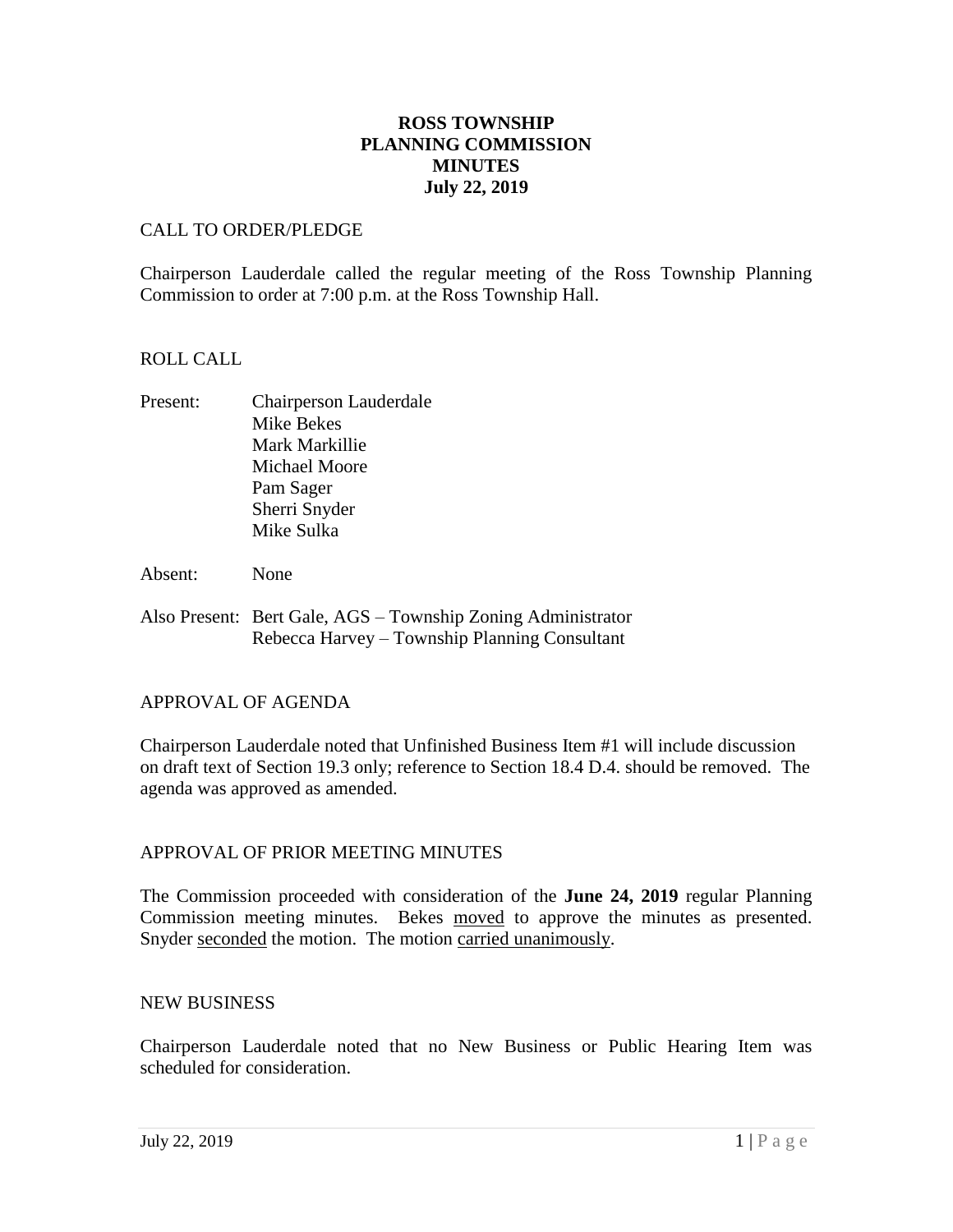# ROSS TOWNSHIP
# PLANNING COMMISSION
# MINUTES
# July 22, 2019

CALL TO ORDER/PLEDGE

Chairperson Lauderdale called the regular meeting of the Ross Township Planning Commission to order at 7:00 p.m. at the Ross Township Hall.

ROLL CALL

Present: Chairperson Lauderdale
Mike Bekes
Mark Markillie
Michael Moore
Pam Sager
Sherri Snyder
Mike Sulka

Absent: None

Also Present: Bert Gale, AGS – Township Zoning Administrator
Rebecca Harvey – Township Planning Consultant

APPROVAL OF AGENDA

Chairperson Lauderdale noted that Unfinished Business Item #1 will include discussion on draft text of Section 19.3 only; reference to Section 18.4 D.4. should be removed. The agenda was approved as amended.

APPROVAL OF PRIOR MEETING MINUTES

The Commission proceeded with consideration of the **June 24, 2019** regular Planning Commission meeting minutes. Bekes moved to approve the minutes as presented. Snyder seconded the motion. The motion carried unanimously.

NEW BUSINESS

Chairperson Lauderdale noted that no New Business or Public Hearing Item was scheduled for consideration.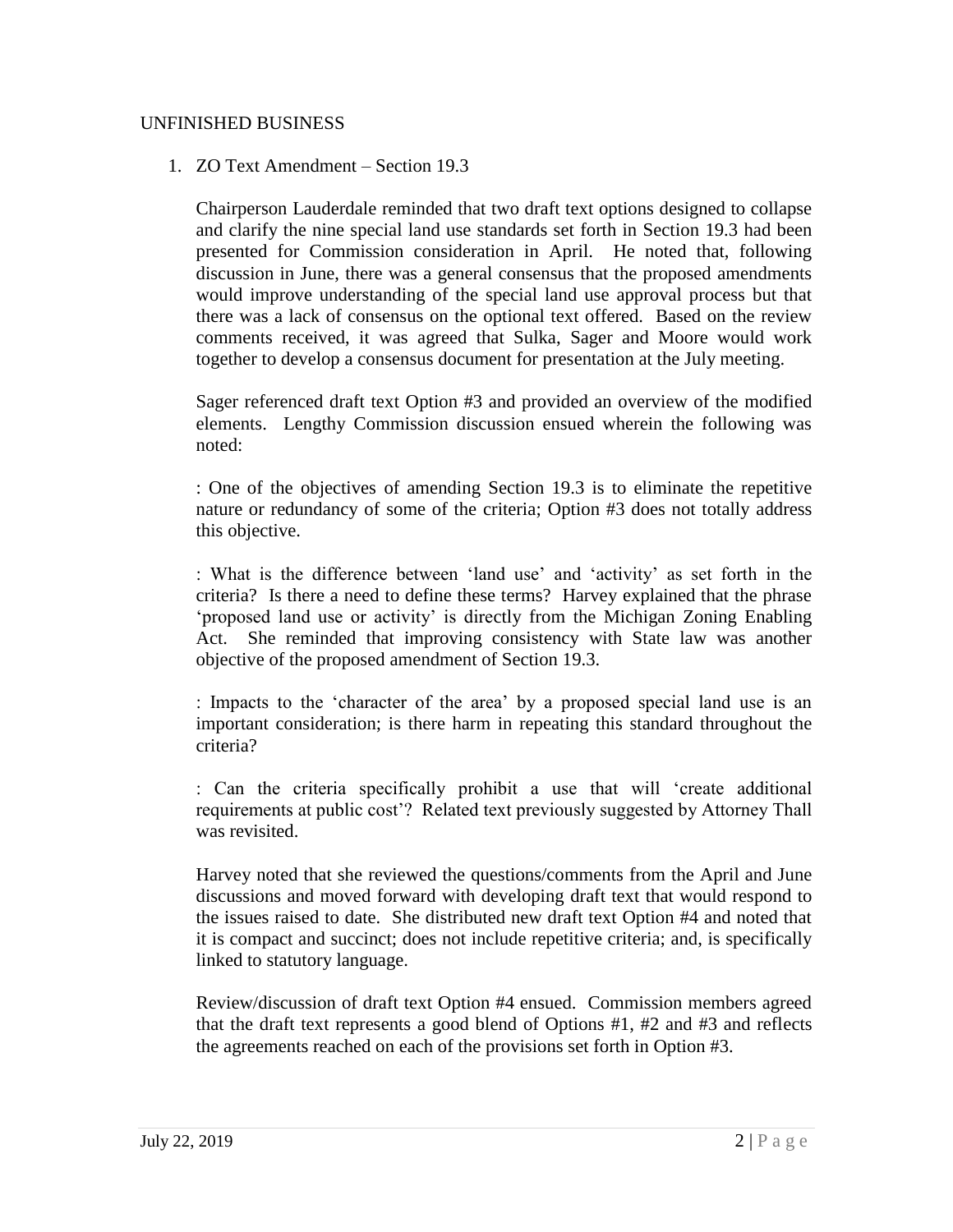## UNFINISHED BUSINESS

1. ZO Text Amendment – Section 19.3

   Chairperson Lauderdale reminded that two draft text options designed to collapse and clarify the nine special land use standards set forth in Section 19.3 had been presented for Commission consideration in April. He noted that, following discussion in June, there was a general consensus that the proposed amendments would improve understanding of the special land use approval process but that there was a lack of consensus on the optional text offered. Based on the review comments received, it was agreed that Sulka, Sager and Moore would work together to develop a consensus document for presentation at the July meeting.

   Sager referenced draft text Option #3 and provided an overview of the modified elements. Lengthy Commission discussion ensued wherein the following was noted:

   : One of the objectives of amending Section 19.3 is to eliminate the repetitive nature or redundancy of some of the criteria; Option #3 does not totally address this objective.

   : What is the difference between 'land use' and 'activity' as set forth in the criteria? Is there a need to define these terms? Harvey explained that the phrase 'proposed land use or activity' is directly from the Michigan Zoning Enabling Act. She reminded that improving consistency with State law was another objective of the proposed amendment of Section 19.3.

   : Impacts to the 'character of the area' by a proposed special land use is an important consideration; is there harm in repeating this standard throughout the criteria?

   : Can the criteria specifically prohibit a use that will 'create additional requirements at public cost'? Related text previously suggested by Attorney Thall was revisited.

   Harvey noted that she reviewed the questions/comments from the April and June discussions and moved forward with developing draft text that would respond to the issues raised to date. She distributed new draft text Option #4 and noted that it is compact and succinct; does not include repetitive criteria; and, is specifically linked to statutory language.

   Review/discussion of draft text Option #4 ensued. Commission members agreed that the draft text represents a good blend of Options #1, #2 and #3 and reflects the agreements reached on each of the provisions set forth in Option #3.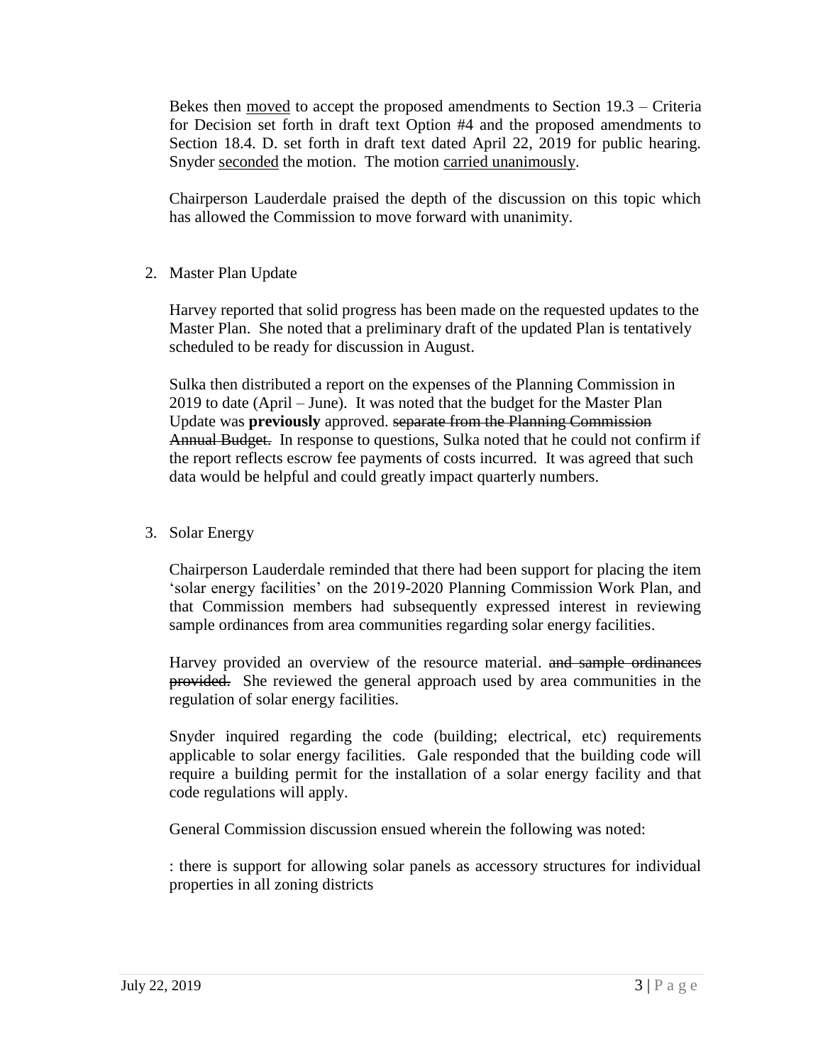Bekes then moved to accept the proposed amendments to Section 19.3 – Criteria for Decision set forth in draft text Option #4 and the proposed amendments to Section 18.4. D. set forth in draft text dated April 22, 2019 for public hearing. Snyder seconded the motion. The motion carried unanimously.

Chairperson Lauderdale praised the depth of the discussion on this topic which has allowed the Commission to move forward with unanimity.

2. Master Plan Update

Harvey reported that solid progress has been made on the requested updates to the Master Plan. She noted that a preliminary draft of the updated Plan is tentatively scheduled to be ready for discussion in August.

Sulka then distributed a report on the expenses of the Planning Commission in 2019 to date (April – June). It was noted that the budget for the Master Plan Update was **previously** approved. ~~separate from the Planning Commission Annual Budget.~~ In response to questions, Sulka noted that he could not confirm if the report reflects escrow fee payments of costs incurred. It was agreed that such data would be helpful and could greatly impact quarterly numbers.

3. Solar Energy

Chairperson Lauderdale reminded that there had been support for placing the item 'solar energy facilities' on the 2019-2020 Planning Commission Work Plan, and that Commission members had subsequently expressed interest in reviewing sample ordinances from area communities regarding solar energy facilities.

Harvey provided an overview of the resource material. ~~and sample ordinances provided.~~ She reviewed the general approach used by area communities in the regulation of solar energy facilities.

Snyder inquired regarding the code (building; electrical, etc) requirements applicable to solar energy facilities. Gale responded that the building code will require a building permit for the installation of a solar energy facility and that code regulations will apply.

General Commission discussion ensued wherein the following was noted:

: there is support for allowing solar panels as accessory structures for individual properties in all zoning districts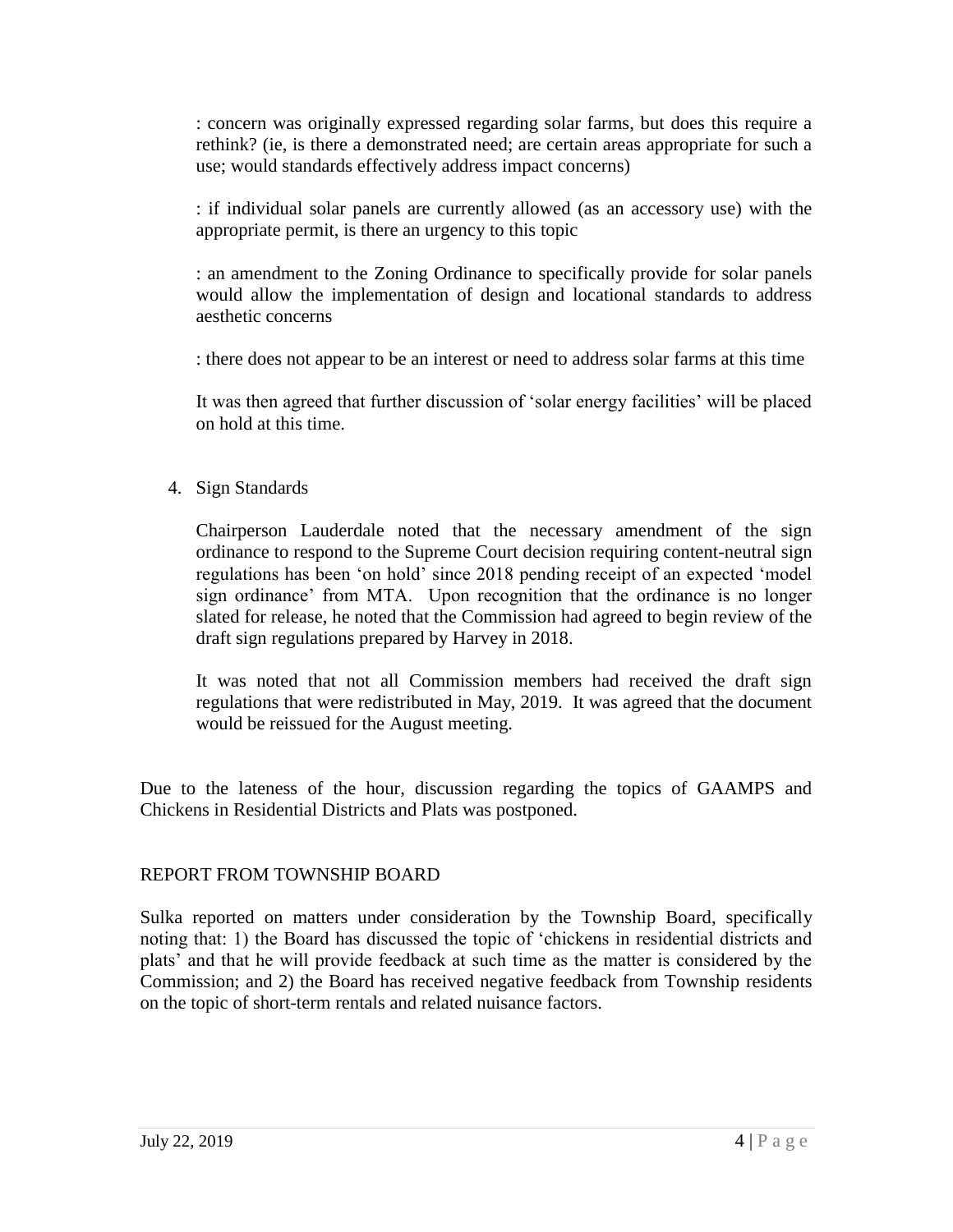: concern was originally expressed regarding solar farms, but does this require a rethink? (ie, is there a demonstrated need; are certain areas appropriate for such a use; would standards effectively address impact concerns)

: if individual solar panels are currently allowed (as an accessory use) with the appropriate permit, is there an urgency to this topic

: an amendment to the Zoning Ordinance to specifically provide for solar panels would allow the implementation of design and locational standards to address aesthetic concerns

: there does not appear to be an interest or need to address solar farms at this time

It was then agreed that further discussion of 'solar energy facilities' will be placed on hold at this time.

4. Sign Standards

   Chairperson Lauderdale noted that the necessary amendment of the sign ordinance to respond to the Supreme Court decision requiring content-neutral sign regulations has been 'on hold' since 2018 pending receipt of an expected 'model sign ordinance' from MTA. Upon recognition that the ordinance is no longer slated for release, he noted that the Commission had agreed to begin review of the draft sign regulations prepared by Harvey in 2018.

   It was noted that not all Commission members had received the draft sign regulations that were redistributed in May, 2019. It was agreed that the document would be reissued for the August meeting.

Due to the lateness of the hour, discussion regarding the topics of GAAMPS and Chickens in Residential Districts and Plats was postponed.

## REPORT FROM TOWNSHIP BOARD

Sulka reported on matters under consideration by the Township Board, specifically noting that: 1) the Board has discussed the topic of 'chickens in residential districts and plats' and that he will provide feedback at such time as the matter is considered by the Commission; and 2) the Board has received negative feedback from Township residents on the topic of short-term rentals and related nuisance factors.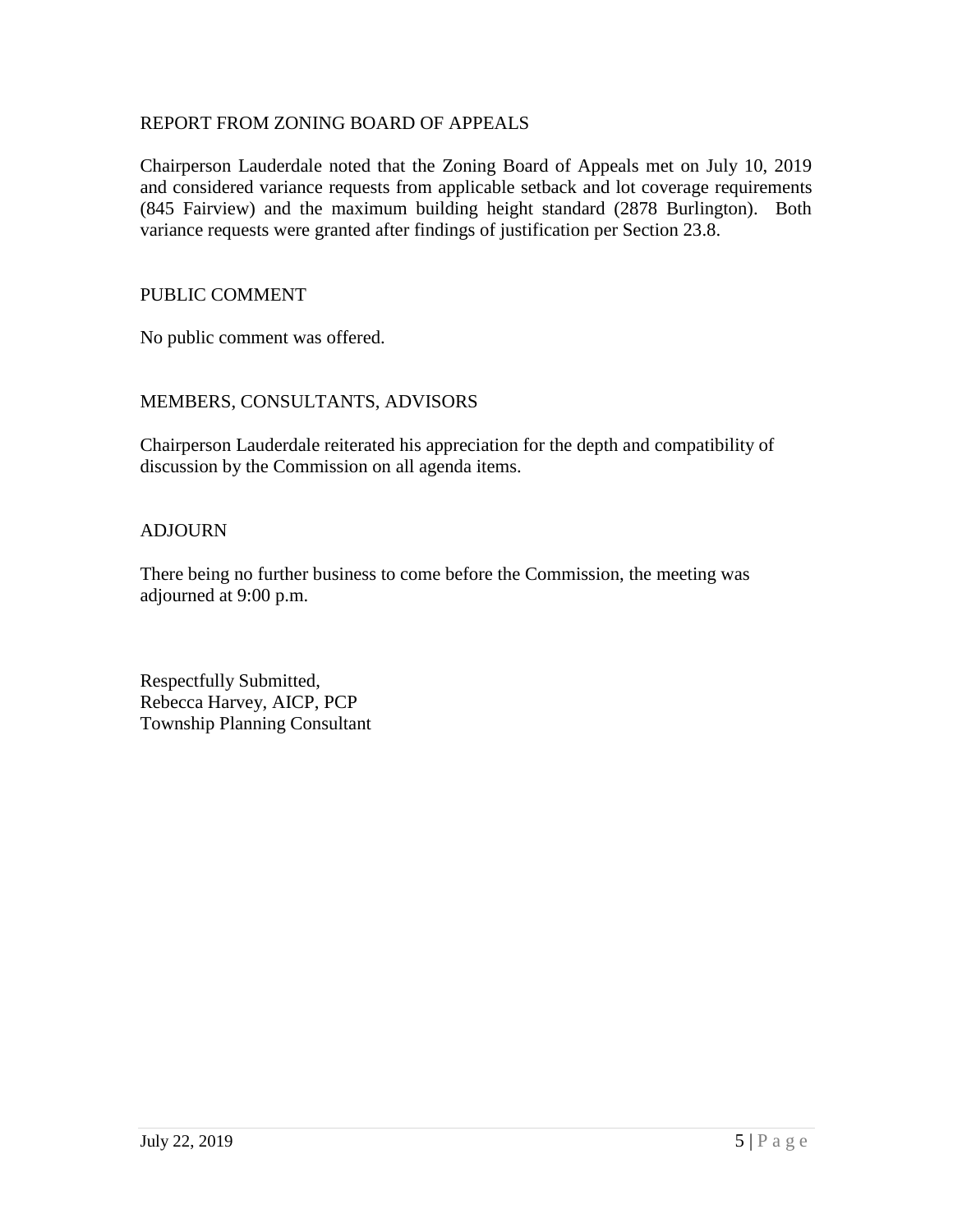## REPORT FROM ZONING BOARD OF APPEALS

Chairperson Lauderdale noted that the Zoning Board of Appeals met on July 10, 2019 and considered variance requests from applicable setback and lot coverage requirements (845 Fairview) and the maximum building height standard (2878 Burlington). Both variance requests were granted after findings of justification per Section 23.8.

## PUBLIC COMMENT

No public comment was offered.

## MEMBERS, CONSULTANTS, ADVISORS

Chairperson Lauderdale reiterated his appreciation for the depth and compatibility of discussion by the Commission on all agenda items.

## ADJOURN

There being no further business to come before the Commission, the meeting was adjourned at 9:00 p.m.

Respectfully Submitted,
Rebecca Harvey, AICP, PCP
Township Planning Consultant